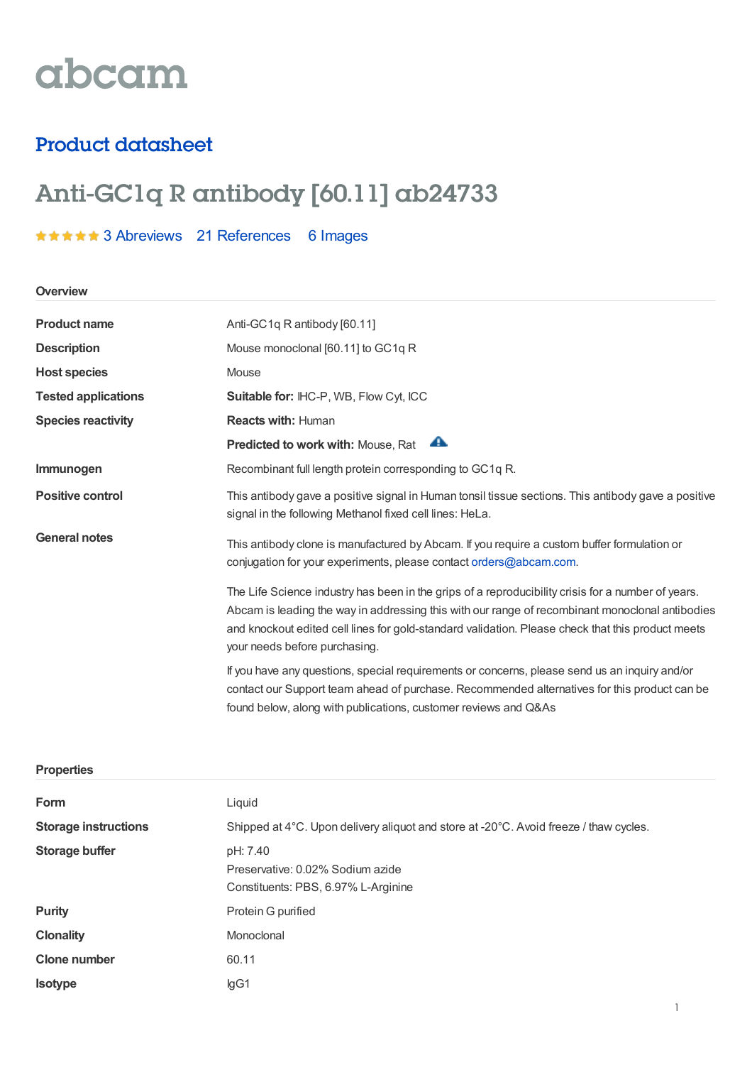abcam

## Product datasheet

# Anti-GC1q R antibody [60.11] ab24733

★★★★★ 3 Abreviews 21 References 6 Images

### Overview

| | |
|---|---|
| **Product name** | Anti-GC1q R antibody [60.11] |
| **Description** | Mouse monoclonal [60.11] to GC1q R |
| **Host species** | Mouse |
| **Tested applications** | **Suitable for:** IHC-P, WB, Flow Cyt, ICC |
| **Species reactivity** | **Reacts with:** Human |
| | **Predicted to work with:** Mouse, Rat |
| **Immunogen** | Recombinant full length protein corresponding to GC1q R. |
| **Positive control** | This antibody gave a positive signal in Human tonsil tissue sections. This antibody gave a positive signal in the following Methanol fixed cell lines: HeLa. |
| **General notes** | This antibody clone is manufactured by Abcam. If you require a custom buffer formulation or conjugation for your experiments, please contact orders@abcam.com. |

The Life Science industry has been in the grips of a reproducibility crisis for a number of years. Abcam is leading the way in addressing this with our range of recombinant monoclonal antibodies and knockout edited cell lines for gold-standard validation. Please check that this product meets your needs before purchasing.

If you have any questions, special requirements or concerns, please send us an inquiry and/or contact our Support team ahead of purchase. Recommended alternatives for this product can be found below, along with publications, customer reviews and Q&As

### Properties

| | |
|---|---|
| **Form** | Liquid |
| **Storage instructions** | Shipped at 4°C. Upon delivery aliquot and store at -20°C. Avoid freeze / thaw cycles. |
| **Storage buffer** | pH: 7.40<br>Preservative: 0.02% Sodium azide<br>Constituents: PBS, 6.97% L-Arginine |
| **Purity** | Protein G purified |
| **Clonality** | Monoclonal |
| **Clone number** | 60.11 |
| **Isotype** | IgG1 |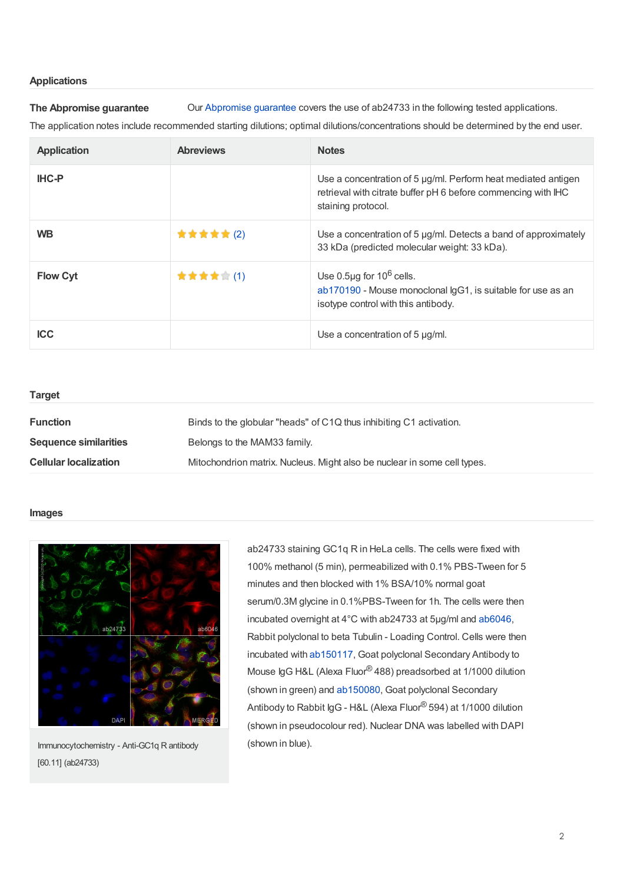## Applications

**The Abpromise guarantee** Our Abpromise guarantee covers the use of ab24733 in the following tested applications.

The application notes include recommended starting dilutions; optimal dilutions/concentrations should be determined by the end user.

| Application | Abreviews | Notes |
|---|---|---|
| IHC-P | | Use a concentration of 5 µg/ml. Perform heat mediated antigen retrieval with citrate buffer pH 6 before commencing with IHC staining protocol. |
| WB | ★★★★★ (2) | Use a concentration of 5 µg/ml. Detects a band of approximately 33 kDa (predicted molecular weight: 33 kDa). |
| Flow Cyt | ★★★★☆ (1) | Use 0.5µg for $10^6$ cells. ab170190 - Mouse monoclonal IgG1, is suitable for use as an isotype control with this antibody. |
| ICC | | Use a concentration of 5 µg/ml. |

## Target

**Function** Binds to the globular "heads" of C1Q thus inhibiting C1 activation.

**Sequence similarities** Belongs to the MAM33 family.

**Cellular localization** Mitochondrion matrix. Nucleus. Might also be nuclear in some cell types.

## Images

Immunocytochemistry - Anti-GC1q R antibody [60.11] (ab24733)

ab24733 staining GC1q R in HeLa cells. The cells were fixed with 100% methanol (5 min), permeabilized with 0.1% PBS-Tween for 5 minutes and then blocked with 1% BSA/10% normal goat serum/0.3M glycine in 0.1%PBS-Tween for 1h. The cells were then incubated overnight at 4°C with ab24733 at 5µg/ml and ab6046, Rabbit polyclonal to beta Tubulin - Loading Control. Cells were then incubated with ab150117, Goat polyclonal Secondary Antibody to Mouse IgG H&L (Alexa Fluor® 488) preadsorbed at 1/1000 dilution (shown in green) and ab150080, Goat polyclonal Secondary Antibody to Rabbit IgG - H&L (Alexa Fluor® 594) at 1/1000 dilution (shown in pseudocolour red). Nuclear DNA was labelled with DAPI (shown in blue).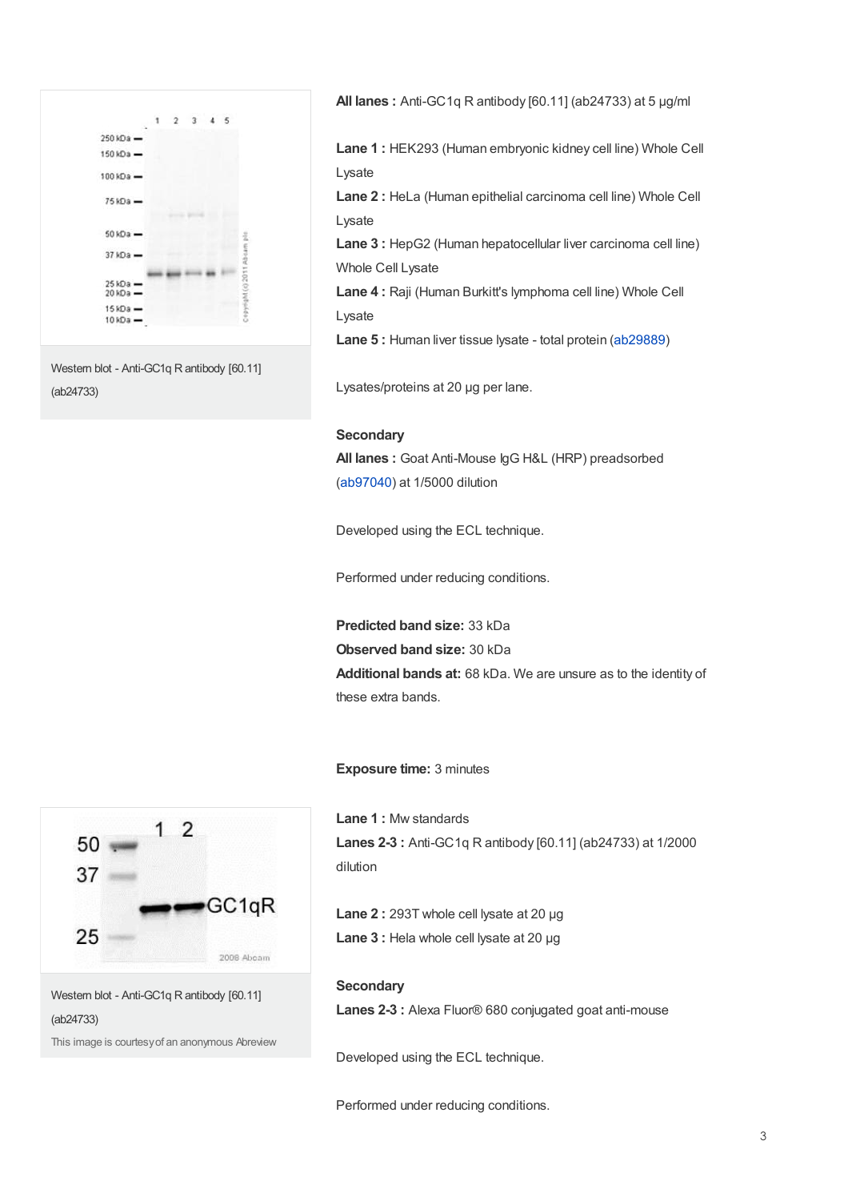Western blot - Anti-GC1q R antibody [60.11] (ab24733)

**All lanes :** Anti-GC1q R antibody [60.11] (ab24733) at 5 µg/ml

**Lane 1 :** HEK293 (Human embryonic kidney cell line) Whole Cell Lysate
**Lane 2 :** HeLa (Human epithelial carcinoma cell line) Whole Cell Lysate
**Lane 3 :** HepG2 (Human hepatocellular liver carcinoma cell line) Whole Cell Lysate
**Lane 4 :** Raji (Human Burkitt's lymphoma cell line) Whole Cell Lysate
**Lane 5 :** Human liver tissue lysate - total protein (ab29889)

Lysates/proteins at 20 µg per lane.

**Secondary**
**All lanes :** Goat Anti-Mouse IgG H&L (HRP) preadsorbed (ab97040) at 1/5000 dilution

Developed using the ECL technique.

Performed under reducing conditions.

**Predicted band size:** 33 kDa
**Observed band size:** 30 kDa
**Additional bands at:** 68 kDa. We are unsure as to the identity of these extra bands.

**Exposure time:** 3 minutes

Western blot - Anti-GC1q R antibody [60.11] (ab24733)

This image is courtesy of an anonymous Abreview

**Lane 1 :** Mw standards
**Lanes 2-3 :** Anti-GC1q R antibody [60.11] (ab24733) at 1/2000 dilution

**Lane 2 :** 293T whole cell lysate at 20 µg
**Lane 3 :** Hela whole cell lysate at 20 µg

**Secondary**
**Lanes 2-3 :** Alexa Fluor® 680 conjugated goat anti-mouse

Developed using the ECL technique.

Performed under reducing conditions.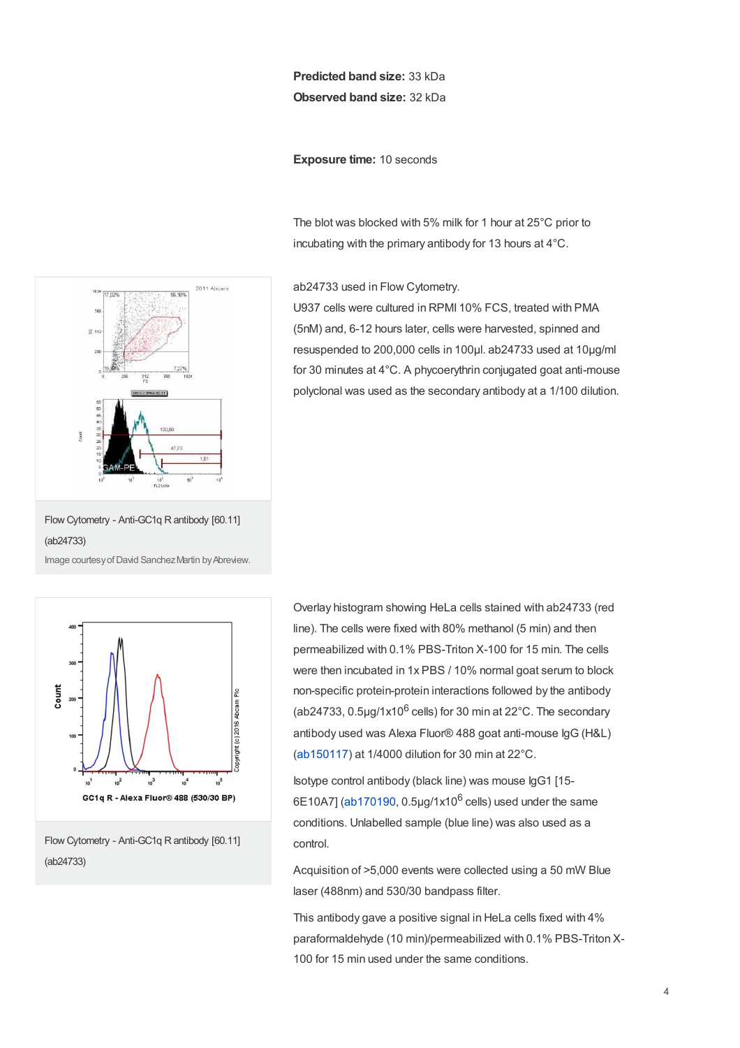**Predicted band size:** 33 kDa
**Observed band size:** 32 kDa

**Exposure time:** 10 seconds

The blot was blocked with 5% milk for 1 hour at 25°C prior to incubating with the primary antibody for 13 hours at 4°C.

Flow Cytometry - Anti-GC1q R antibody [60.11] (ab24733)

Image courtesy of David Sanchez Martin by Abreview.

ab24733 used in Flow Cytometry.
U937 cells were cultured in RPMI 10% FCS, treated with PMA (5nM) and, 6-12 hours later, cells were harvested, spinned and resuspended to 200,000 cells in 100µl. ab24733 used at 10µg/ml for 30 minutes at 4°C. A phycoerythrin conjugated goat anti-mouse polyclonal was used as the secondary antibody at a 1/100 dilution.

Flow Cytometry - Anti-GC1q R antibody [60.11] (ab24733)

Overlay histogram showing HeLa cells stained with ab24733 (red line). The cells were fixed with 80% methanol (5 min) and then permeabilized with 0.1% PBS-Triton X-100 for 15 min. The cells were then incubated in 1x PBS / 10% normal goat serum to block non-specific protein-protein interactions followed by the antibody (ab24733, 0.5µg/1x$10^6$ cells) for 30 min at 22°C. The secondary antibody used was Alexa Fluor® 488 goat anti-mouse IgG (H&L) (ab150117) at 1/4000 dilution for 30 min at 22°C.

Isotype control antibody (black line) was mouse IgG1 [15-6E10A7] (ab170190, 0.5µg/1x$10^6$ cells) used under the same conditions. Unlabelled sample (blue line) was also used as a control.

Acquisition of >5,000 events were collected using a 50 mW Blue laser (488nm) and 530/30 bandpass filter.

This antibody gave a positive signal in HeLa cells fixed with 4% paraformaldehyde (10 min)/permeabilized with 0.1% PBS-Triton X-100 for 15 min used under the same conditions.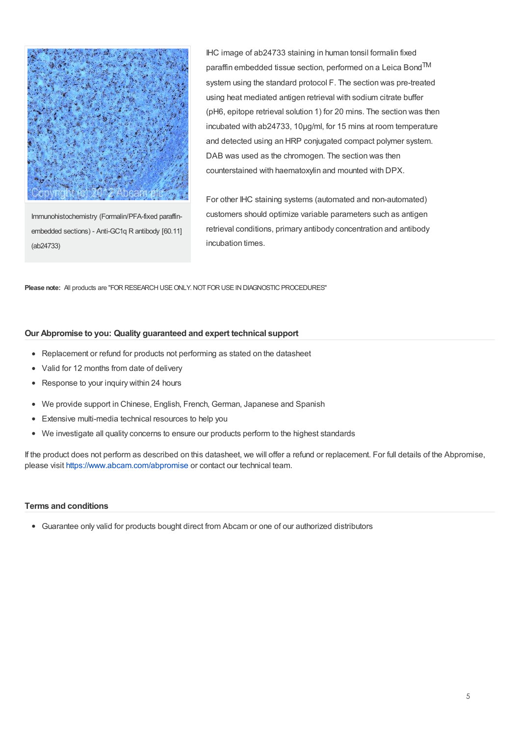Immunohistochemistry (Formalin/PFA-fixed paraffin-embedded sections) - Anti-GC1q R antibody [60.11] (ab24733)

IHC image of ab24733 staining in human tonsil formalin fixed paraffin embedded tissue section, performed on a Leica Bond™ system using the standard protocol F. The section was pre-treated using heat mediated antigen retrieval with sodium citrate buffer (pH6, epitope retrieval solution 1) for 20 mins. The section was then incubated with ab24733, 10µg/ml, for 15 mins at room temperature and detected using an HRP conjugated compact polymer system. DAB was used as the chromogen. The section was then counterstained with haematoxylin and mounted with DPX.

For other IHC staining systems (automated and non-automated) customers should optimize variable parameters such as antigen retrieval conditions, primary antibody concentration and antibody incubation times.

**Please note:** All products are "FOR RESEARCH USE ONLY. NOT FOR USE IN DIAGNOSTIC PROCEDURES"

### Our Abpromise to you: Quality guaranteed and expert technical support

- Replacement or refund for products not performing as stated on the datasheet
- Valid for 12 months from date of delivery
- Response to your inquiry within 24 hours

- We provide support in Chinese, English, French, German, Japanese and Spanish
- Extensive multi-media technical resources to help you
- We investigate all quality concerns to ensure our products perform to the highest standards

If the product does not perform as described on this datasheet, we will offer a refund or replacement. For full details of the Abpromise, please visit https://www.abcam.com/abpromise or contact our technical team.

### Terms and conditions

- Guarantee only valid for products bought direct from Abcam or one of our authorized distributors